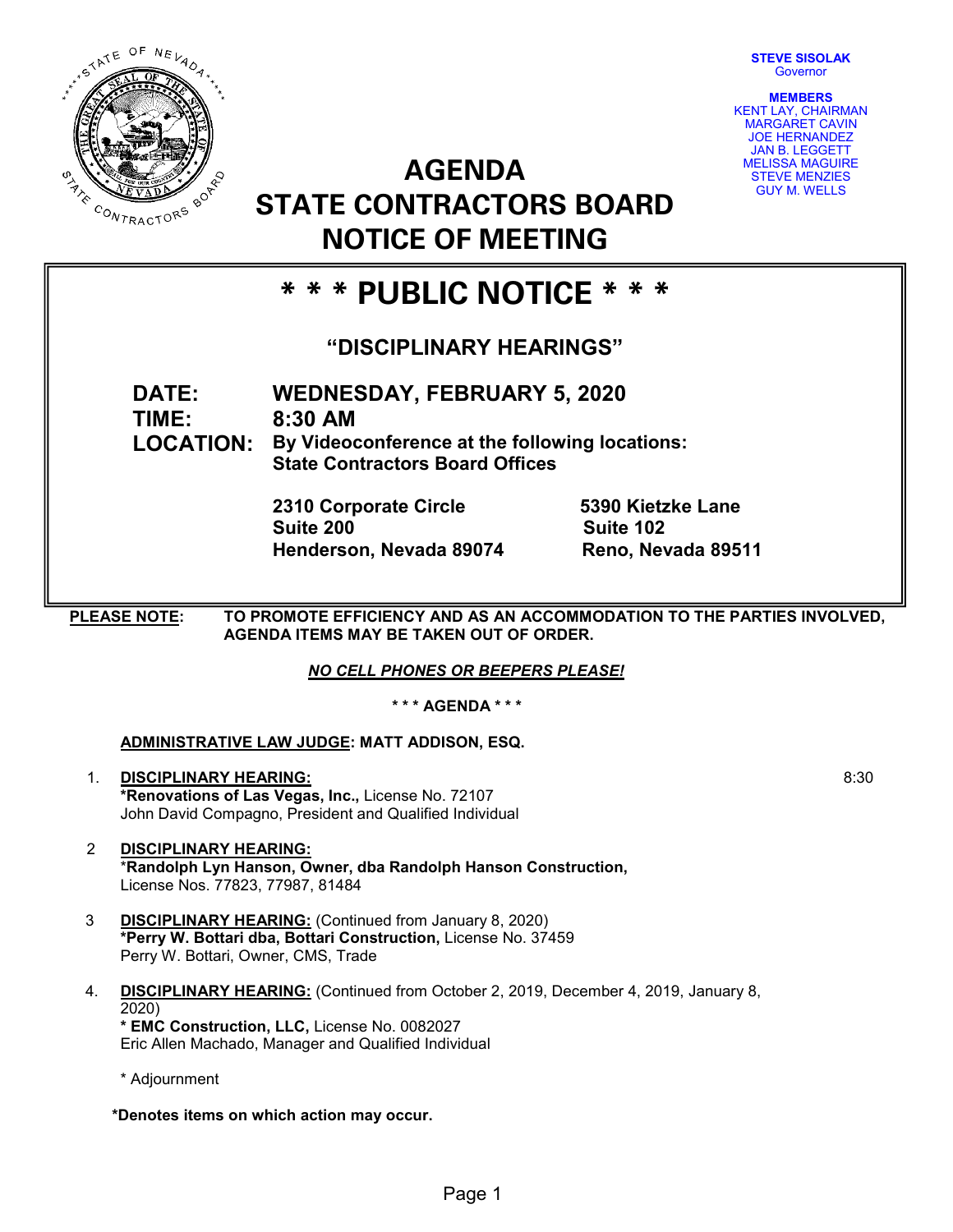STEVE SISOLAK
Governor

**MEMBERS**
KENT LAY, CHAIRMAN
MARGARET CAVIN
JOE HERNANDEZ
JAN B. LEGGETT
MELISSA MAGUIRE
STEVE MENZIES
GUY M. WELLS

# AGENDA
# STATE CONTRACTORS BOARD
# NOTICE OF MEETING

## * * * PUBLIC NOTICE * * *

### "DISCIPLINARY HEARINGS"

**DATE:** WEDNESDAY, FEBRUARY 5, 2020
**TIME:** 8:30 AM
**LOCATION:** By Videoconference at the following locations:
State Contractors Board Offices

**2310 Corporate Circle**
**Suite 200**
**Henderson, Nevada 89074**

**5390 Kietzke Lane**
**Suite 102**
**Reno, Nevada 89511**

**PLEASE NOTE:** **TO PROMOTE EFFICIENCY AND AS AN ACCOMMODATION TO THE PARTIES INVOLVED, AGENDA ITEMS MAY BE TAKEN OUT OF ORDER.**

***NO CELL PHONES OR BEEPERS PLEASE!***

**\* \* \* AGENDA \* \* \***

**ADMINISTRATIVE LAW JUDGE: MATT ADDISON, ESQ.**

1. **DISCIPLINARY HEARING:** 8:30
   **\*Renovations of Las Vegas, Inc.,** License No. 72107
   John David Compagno, President and Qualified Individual

2. **DISCIPLINARY HEARING:**
   \***Randolph Lyn Hanson, Owner, dba Randolph Hanson Construction,**
   License Nos. 77823, 77987, 81484

3. **DISCIPLINARY HEARING:** (Continued from January 8, 2020)
   **\*Perry W. Bottari dba, Bottari Construction,** License No. 37459
   Perry W. Bottari, Owner, CMS, Trade

4. **DISCIPLINARY HEARING:** (Continued from October 2, 2019, December 4, 2019, January 8, 2020)
   **\* EMC Construction, LLC,** License No. 0082027
   Eric Allen Machado, Manager and Qualified Individual

   \* Adjournment

**\*Denotes items on which action may occur.**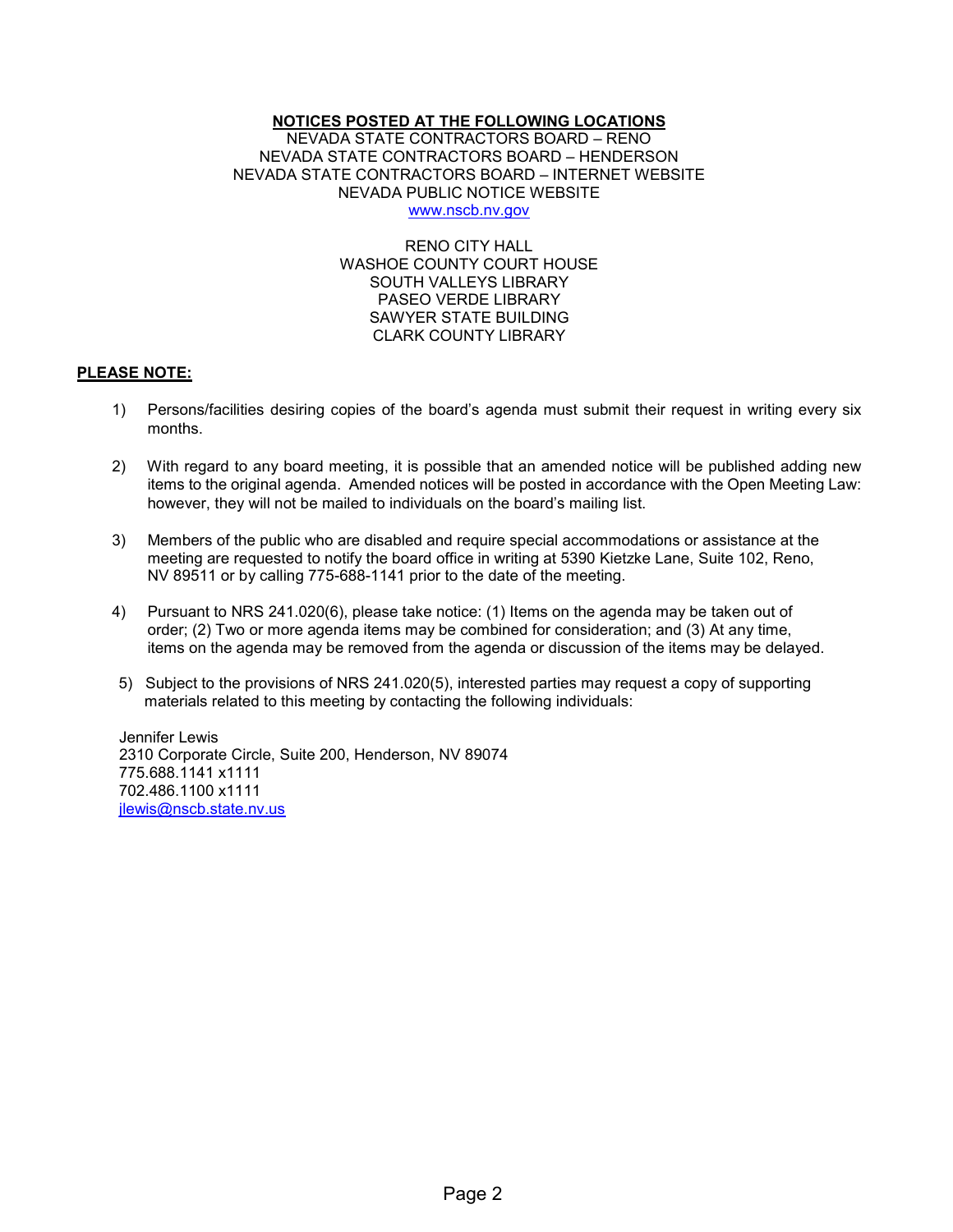**NOTICES POSTED AT THE FOLLOWING LOCATIONS**

NEVADA STATE CONTRACTORS BOARD – RENO
NEVADA STATE CONTRACTORS BOARD – HENDERSON
NEVADA STATE CONTRACTORS BOARD – INTERNET WEBSITE
NEVADA PUBLIC NOTICE WEBSITE
www.nscb.nv.gov

RENO CITY HALL
WASHOE COUNTY COURT HOUSE
SOUTH VALLEYS LIBRARY
PASEO VERDE LIBRARY
SAWYER STATE BUILDING
CLARK COUNTY LIBRARY

**PLEASE NOTE:**

1) Persons/facilities desiring copies of the board's agenda must submit their request in writing every six months.

2) With regard to any board meeting, it is possible that an amended notice will be published adding new items to the original agenda. Amended notices will be posted in accordance with the Open Meeting Law: however, they will not be mailed to individuals on the board's mailing list.

3) Members of the public who are disabled and require special accommodations or assistance at the meeting are requested to notify the board office in writing at 5390 Kietzke Lane, Suite 102, Reno, NV 89511 or by calling 775-688-1141 prior to the date of the meeting.

4) Pursuant to NRS 241.020(6), please take notice: (1) Items on the agenda may be taken out of order; (2) Two or more agenda items may be combined for consideration; and (3) At any time, items on the agenda may be removed from the agenda or discussion of the items may be delayed.

5) Subject to the provisions of NRS 241.020(5), interested parties may request a copy of supporting materials related to this meeting by contacting the following individuals:

Jennifer Lewis
2310 Corporate Circle, Suite 200, Henderson, NV 89074
775.688.1141 x1111
702.486.1100 x1111
jlewis@nscb.state.nv.us